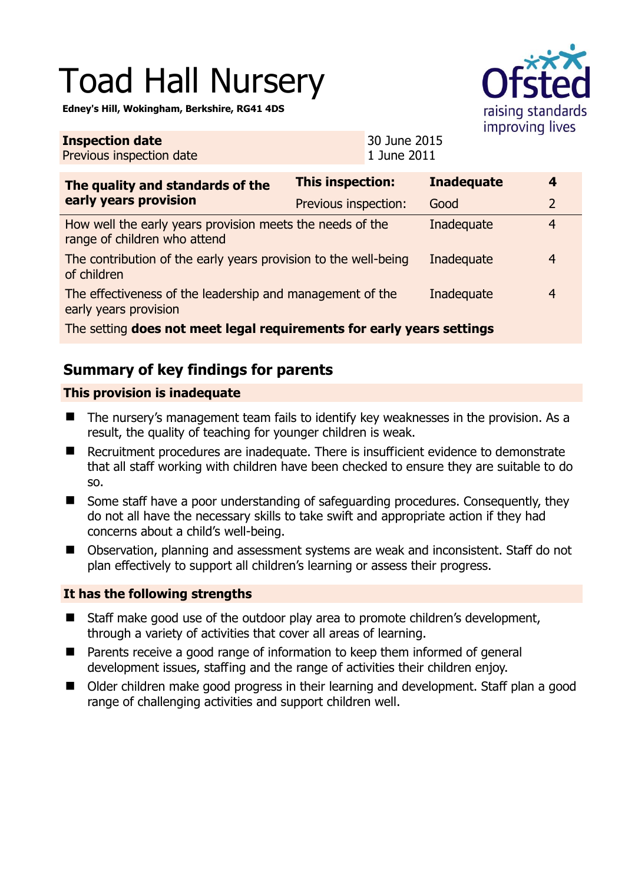# Toad Hall Nursery

**Edney's Hill, Wokingham, Berkshire, RG41 4DS**

| **Inspection date** | 30 June 2015 |
|---|---|
| Previous inspection date | 1 June 2011 |

| **The quality and standards of the early years provision** | **This inspection:** | **Inadequate** | **4** |
|---|---|---|---|
| | Previous inspection: | Good | 2 |
| How well the early years provision meets the needs of the range of children who attend | | Inadequate | 4 |
| The contribution of the early years provision to the well-being of children | | Inadequate | 4 |
| The effectiveness of the leadership and management of the early years provision | | Inadequate | 4 |
| The setting **does not meet legal requirements for early years settings** | | | |

## Summary of key findings for parents

### This provision is inadequate

- The nursery's management team fails to identify key weaknesses in the provision. As a result, the quality of teaching for younger children is weak.
- Recruitment procedures are inadequate. There is insufficient evidence to demonstrate that all staff working with children have been checked to ensure they are suitable to do so.
- Some staff have a poor understanding of safeguarding procedures. Consequently, they do not all have the necessary skills to take swift and appropriate action if they had concerns about a child's well-being.
- Observation, planning and assessment systems are weak and inconsistent. Staff do not plan effectively to support all children's learning or assess their progress.

### It has the following strengths

- Staff make good use of the outdoor play area to promote children's development, through a variety of activities that cover all areas of learning.
- Parents receive a good range of information to keep them informed of general development issues, staffing and the range of activities their children enjoy.
- Older children make good progress in their learning and development. Staff plan a good range of challenging activities and support children well.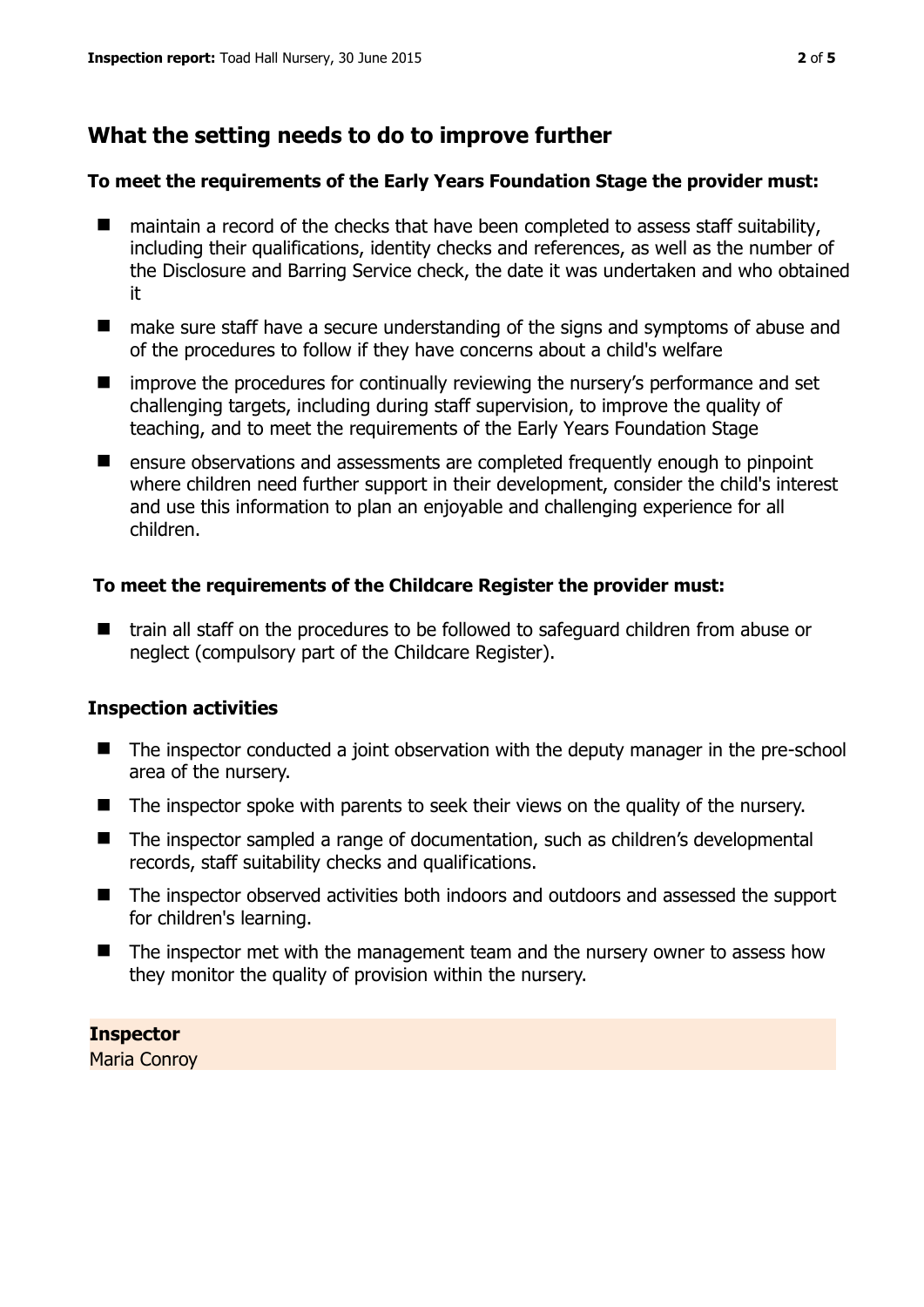## What the setting needs to do to improve further

**To meet the requirements of the Early Years Foundation Stage the provider must:**

- maintain a record of the checks that have been completed to assess staff suitability, including their qualifications, identity checks and references, as well as the number of the Disclosure and Barring Service check, the date it was undertaken and who obtained it
- make sure staff have a secure understanding of the signs and symptoms of abuse and of the procedures to follow if they have concerns about a child's welfare
- improve the procedures for continually reviewing the nursery's performance and set challenging targets, including during staff supervision, to improve the quality of teaching, and to meet the requirements of the Early Years Foundation Stage
- ensure observations and assessments are completed frequently enough to pinpoint where children need further support in their development, consider the child's interest and use this information to plan an enjoyable and challenging experience for all children.

**To meet the requirements of the Childcare Register the provider must:**

- train all staff on the procedures to be followed to safeguard children from abuse or neglect (compulsory part of the Childcare Register).

### Inspection activities

- The inspector conducted a joint observation with the deputy manager in the pre-school area of the nursery.
- The inspector spoke with parents to seek their views on the quality of the nursery.
- The inspector sampled a range of documentation, such as children's developmental records, staff suitability checks and qualifications.
- The inspector observed activities both indoors and outdoors and assessed the support for children's learning.
- The inspector met with the management team and the nursery owner to assess how they monitor the quality of provision within the nursery.

**Inspector**
Maria Conroy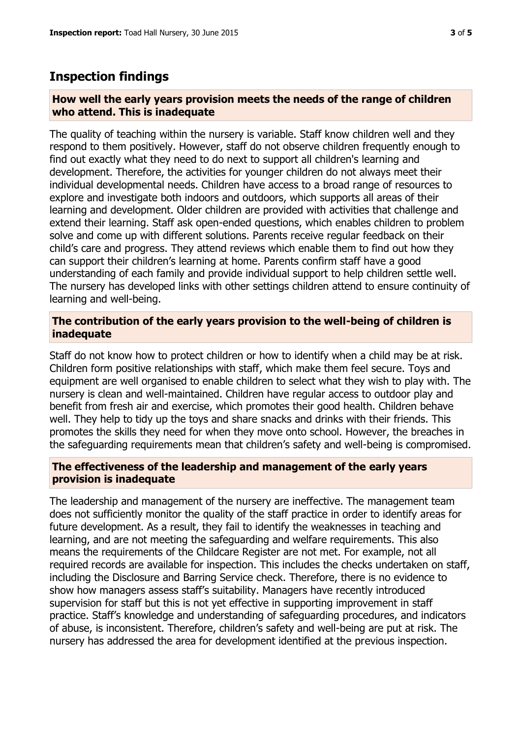## Inspection findings

### How well the early years provision meets the needs of the range of children who attend. This is inadequate

The quality of teaching within the nursery is variable. Staff know children well and they respond to them positively. However, staff do not observe children frequently enough to find out exactly what they need to do next to support all children's learning and development. Therefore, the activities for younger children do not always meet their individual developmental needs. Children have access to a broad range of resources to explore and investigate both indoors and outdoors, which supports all areas of their learning and development. Older children are provided with activities that challenge and extend their learning. Staff ask open-ended questions, which enables children to problem solve and come up with different solutions. Parents receive regular feedback on their child's care and progress. They attend reviews which enable them to find out how they can support their children's learning at home. Parents confirm staff have a good understanding of each family and provide individual support to help children settle well. The nursery has developed links with other settings children attend to ensure continuity of learning and well-being.

### The contribution of the early years provision to the well-being of children is inadequate

Staff do not know how to protect children or how to identify when a child may be at risk. Children form positive relationships with staff, which make them feel secure. Toys and equipment are well organised to enable children to select what they wish to play with. The nursery is clean and well-maintained. Children have regular access to outdoor play and benefit from fresh air and exercise, which promotes their good health. Children behave well. They help to tidy up the toys and share snacks and drinks with their friends. This promotes the skills they need for when they move onto school. However, the breaches in the safeguarding requirements mean that children's safety and well-being is compromised.

### The effectiveness of the leadership and management of the early years provision is inadequate

The leadership and management of the nursery are ineffective. The management team does not sufficiently monitor the quality of the staff practice in order to identify areas for future development. As a result, they fail to identify the weaknesses in teaching and learning, and are not meeting the safeguarding and welfare requirements. This also means the requirements of the Childcare Register are not met. For example, not all required records are available for inspection. This includes the checks undertaken on staff, including the Disclosure and Barring Service check. Therefore, there is no evidence to show how managers assess staff's suitability. Managers have recently introduced supervision for staff but this is not yet effective in supporting improvement in staff practice. Staff's knowledge and understanding of safeguarding procedures, and indicators of abuse, is inconsistent. Therefore, children's safety and well-being are put at risk. The nursery has addressed the area for development identified at the previous inspection.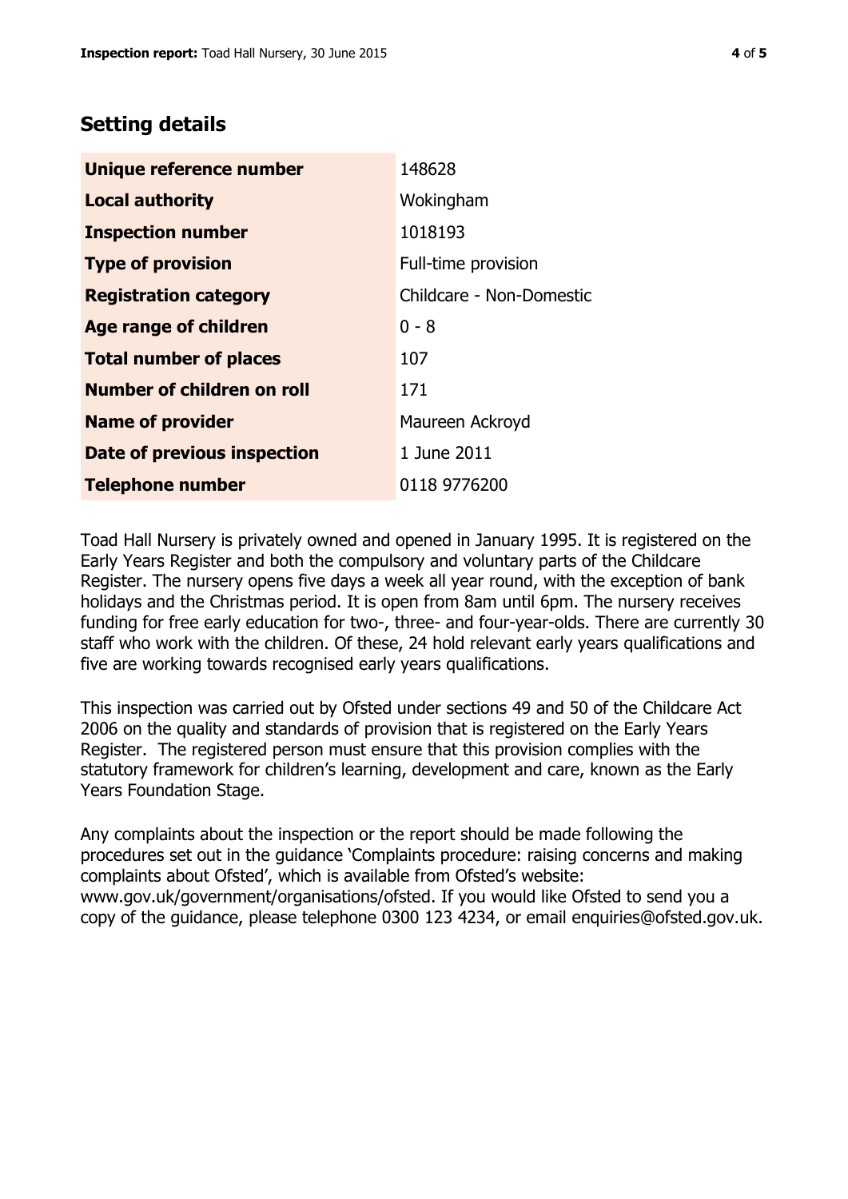## Setting details

| | |
|---|---|
| **Unique reference number** | 148628 |
| **Local authority** | Wokingham |
| **Inspection number** | 1018193 |
| **Type of provision** | Full-time provision |
| **Registration category** | Childcare - Non-Domestic |
| **Age range of children** | 0 - 8 |
| **Total number of places** | 107 |
| **Number of children on roll** | 171 |
| **Name of provider** | Maureen Ackroyd |
| **Date of previous inspection** | 1 June 2011 |
| **Telephone number** | 0118 9776200 |

Toad Hall Nursery is privately owned and opened in January 1995. It is registered on the Early Years Register and both the compulsory and voluntary parts of the Childcare Register. The nursery opens five days a week all year round, with the exception of bank holidays and the Christmas period. It is open from 8am until 6pm. The nursery receives funding for free early education for two-, three- and four-year-olds. There are currently 30 staff who work with the children. Of these, 24 hold relevant early years qualifications and five are working towards recognised early years qualifications.

This inspection was carried out by Ofsted under sections 49 and 50 of the Childcare Act 2006 on the quality and standards of provision that is registered on the Early Years Register. The registered person must ensure that this provision complies with the statutory framework for children's learning, development and care, known as the Early Years Foundation Stage.

Any complaints about the inspection or the report should be made following the procedures set out in the guidance 'Complaints procedure: raising concerns and making complaints about Ofsted', which is available from Ofsted's website: www.gov.uk/government/organisations/ofsted. If you would like Ofsted to send you a copy of the guidance, please telephone 0300 123 4234, or email enquiries@ofsted.gov.uk.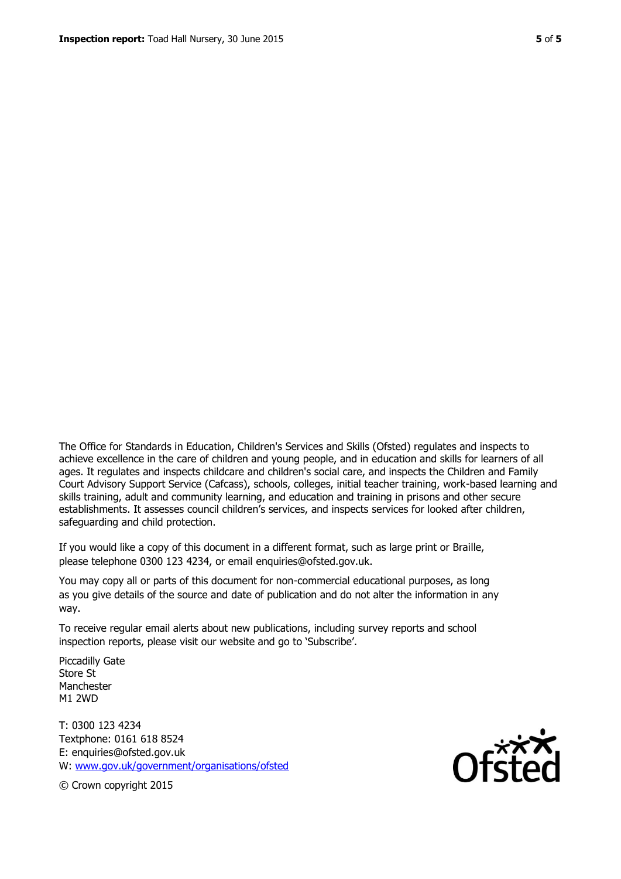The Office for Standards in Education, Children's Services and Skills (Ofsted) regulates and inspects to achieve excellence in the care of children and young people, and in education and skills for learners of all ages. It regulates and inspects childcare and children's social care, and inspects the Children and Family Court Advisory Support Service (Cafcass), schools, colleges, initial teacher training, work-based learning and skills training, adult and community learning, and education and training in prisons and other secure establishments. It assesses council children's services, and inspects services for looked after children, safeguarding and child protection.

If you would like a copy of this document in a different format, such as large print or Braille, please telephone 0300 123 4234, or email enquiries@ofsted.gov.uk.

You may copy all or parts of this document for non-commercial educational purposes, as long as you give details of the source and date of publication and do not alter the information in any way.

To receive regular email alerts about new publications, including survey reports and school inspection reports, please visit our website and go to 'Subscribe'.

Piccadilly Gate
Store St
Manchester
M1 2WD

T: 0300 123 4234
Textphone: 0161 618 8524
E: enquiries@ofsted.gov.uk
W: [www.gov.uk/government/organisations/ofsted](http://www.gov.uk/government/organisations/ofsted)

© Crown copyright 2015

Ofsted